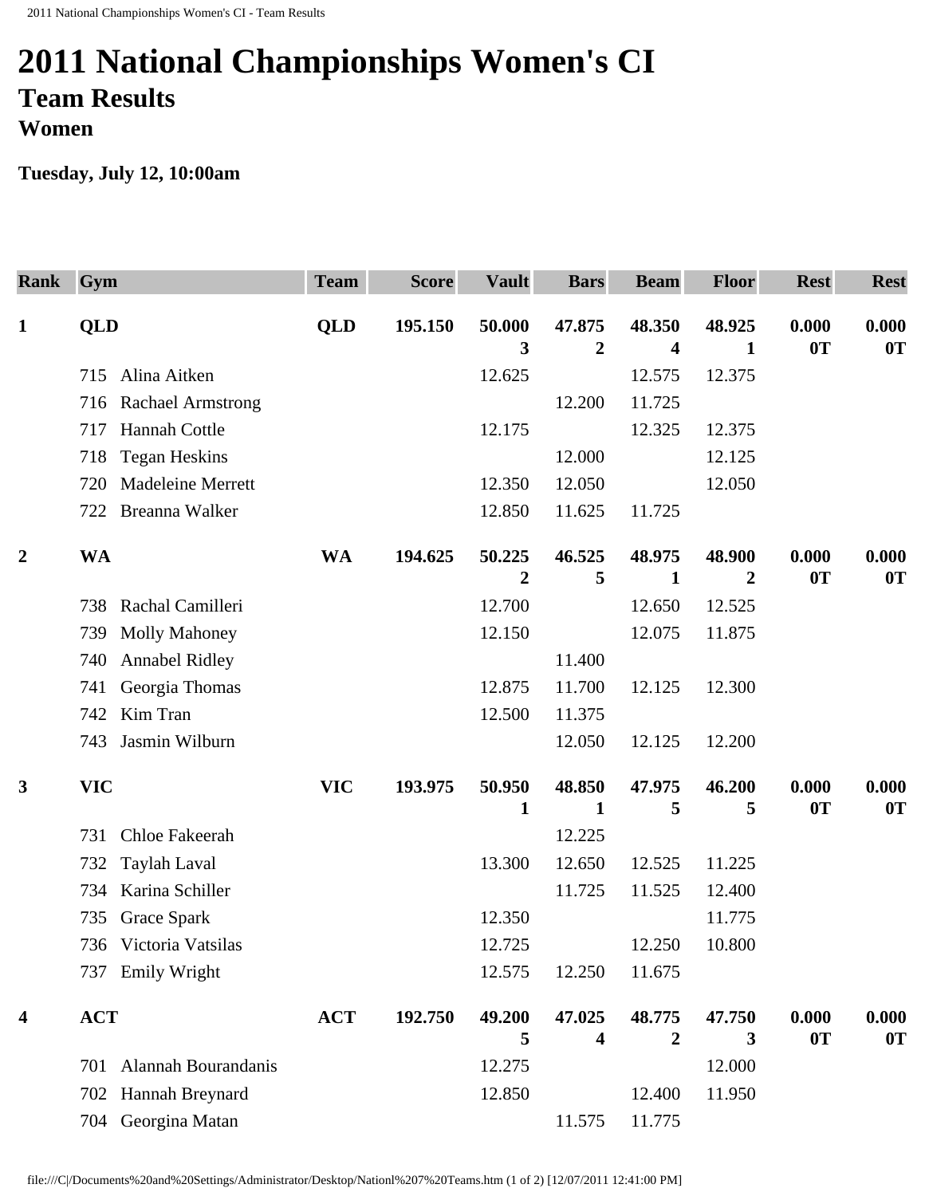# 2011 National Championships Women's CI

## Team Results

### Women

**Tuesday, July 12, 10:00am**

| Rank | Gym | Team | Score | Vault | Bars | Beam | Floor | Rest | Rest |
|---|---|---|---|---|---|---|---|---|---|
| **1** | **QLD** | **QLD** | **195.150** | **50.000 3** | **47.875 2** | **48.350 4** | **48.925 1** | **0.000 0T** | **0.000 0T** |
| | 715 Alina Aitken | | | 12.625 | | 12.575 | 12.375 | | |
| | 716 Rachael Armstrong | | | | 12.200 | 11.725 | | | |
| | 717 Hannah Cottle | | | 12.175 | | 12.325 | 12.375 | | |
| | 718 Tegan Heskins | | | | 12.000 | | 12.125 | | |
| | 720 Madeleine Merrett | | | 12.350 | 12.050 | | 12.050 | | |
| | 722 Breanna Walker | | | 12.850 | 11.625 | 11.725 | | | |
| **2** | **WA** | **WA** | **194.625** | **50.225 2** | **46.525 5** | **48.975 1** | **48.900 2** | **0.000 0T** | **0.000 0T** |
| | 738 Rachal Camilleri | | | 12.700 | | 12.650 | 12.525 | | |
| | 739 Molly Mahoney | | | 12.150 | | 12.075 | 11.875 | | |
| | 740 Annabel Ridley | | | | 11.400 | | | | |
| | 741 Georgia Thomas | | | 12.875 | 11.700 | 12.125 | 12.300 | | |
| | 742 Kim Tran | | | 12.500 | 11.375 | | | | |
| | 743 Jasmin Wilburn | | | | 12.050 | 12.125 | 12.200 | | |
| **3** | **VIC** | **VIC** | **193.975** | **50.950 1** | **48.850 1** | **47.975 5** | **46.200 5** | **0.000 0T** | **0.000 0T** |
| | 731 Chloe Fakeerah | | | | 12.225 | | | | |
| | 732 Taylah Laval | | | 13.300 | 12.650 | 12.525 | 11.225 | | |
| | 734 Karina Schiller | | | | 11.725 | 11.525 | 12.400 | | |
| | 735 Grace Spark | | | 12.350 | | | 11.775 | | |
| | 736 Victoria Vatsilas | | | 12.725 | | 12.250 | 10.800 | | |
| | 737 Emily Wright | | | 12.575 | 12.250 | 11.675 | | | |
| **4** | **ACT** | **ACT** | **192.750** | **49.200 5** | **47.025 4** | **48.775 2** | **47.750 3** | **0.000 0T** | **0.000 0T** |
| | 701 Alannah Bourandanis | | | 12.275 | | | 12.000 | | |
| | 702 Hannah Breynard | | | 12.850 | | 12.400 | 11.950 | | |
| | 704 Georgina Matan | | | | 11.575 | 11.775 | | | |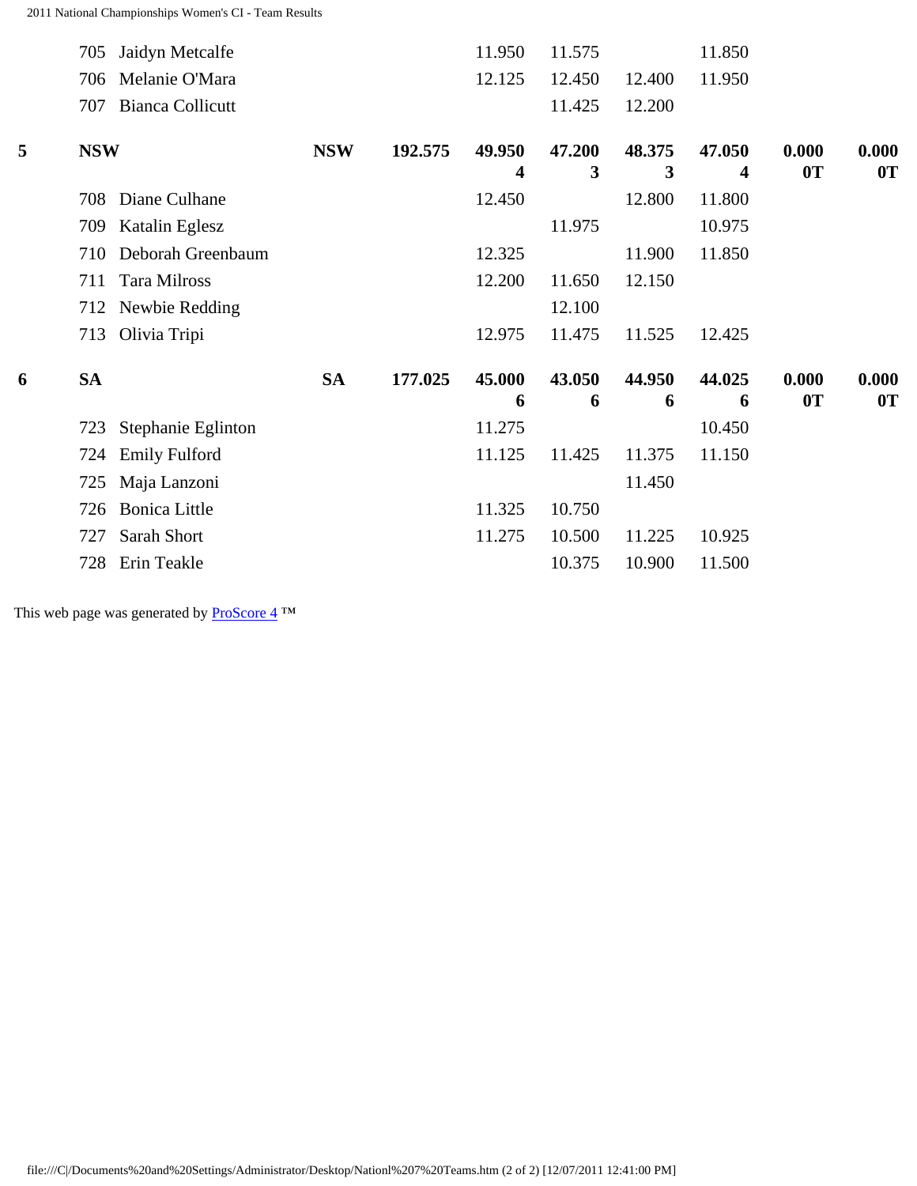| | | | | | | | | | | |
|---|---|---|---|---|---|---|---|---|---|---|
| | 705 | Jaidyn Metcalfe | | | 11.950 | 11.575 | | 11.850 | | |
| | 706 | Melanie O'Mara | | | 12.125 | 12.450 | 12.400 | 11.950 | | |
| | 707 | Bianca Collicutt | | | | 11.425 | 12.200 | | | |
| **5** | **NSW** | | **NSW** | **192.575** | **49.950 4** | **47.200 3** | **48.375 3** | **47.050 4** | **0.000 0T** | **0.000 0T** |
| | 708 | Diane Culhane | | | 12.450 | | 12.800 | 11.800 | | |
| | 709 | Katalin Eglesz | | | | 11.975 | | 10.975 | | |
| | 710 | Deborah Greenbaum | | | 12.325 | | 11.900 | 11.850 | | |
| | 711 | Tara Milross | | | 12.200 | 11.650 | 12.150 | | | |
| | 712 | Newbie Redding | | | | 12.100 | | | | |
| | 713 | Olivia Tripi | | | 12.975 | 11.475 | 11.525 | 12.425 | | |
| **6** | **SA** | | **SA** | **177.025** | **45.000 6** | **43.050 6** | **44.950 6** | **44.025 6** | **0.000 0T** | **0.000 0T** |
| | 723 | Stephanie Eglinton | | | 11.275 | | | 10.450 | | |
| | 724 | Emily Fulford | | | 11.125 | 11.425 | 11.375 | 11.150 | | |
| | 725 | Maja Lanzoni | | | | | 11.450 | | | |
| | 726 | Bonica Little | | | 11.325 | 10.750 | | | | |
| | 727 | Sarah Short | | | 11.275 | 10.500 | 11.225 | 10.925 | | |
| | 728 | Erin Teakle | | | | 10.375 | 10.900 | 11.500 | | |

This web page was generated by ProScore 4 ™